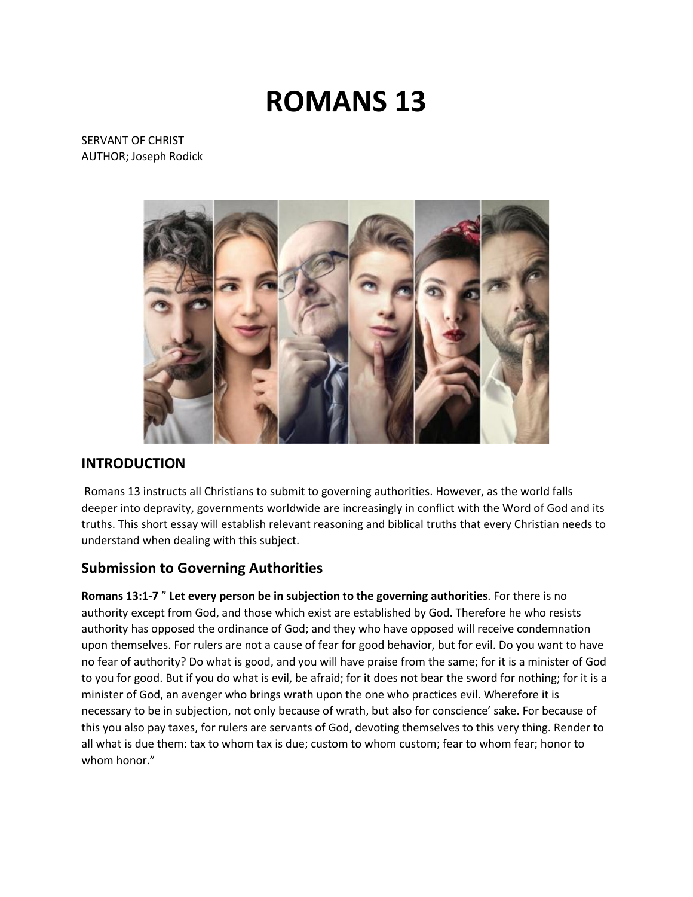# ROMANS 13

SERVANT OF CHRIST
AUTHOR; Joseph Rodick

## INTRODUCTION

Romans 13 instructs all Christians to submit to governing authorities. However, as the world falls deeper into depravity, governments worldwide are increasingly in conflict with the Word of God and its truths. This short essay will establish relevant reasoning and biblical truths that every Christian needs to understand when dealing with this subject.

## Submission to Governing Authorities

**Romans 13:1-7** " **Let every person be in subjection to the governing authorities**. For there is no authority except from God, and those which exist are established by God. Therefore he who resists authority has opposed the ordinance of God; and they who have opposed will receive condemnation upon themselves. For rulers are not a cause of fear for good behavior, but for evil. Do you want to have no fear of authority? Do what is good, and you will have praise from the same; for it is a minister of God to you for good. But if you do what is evil, be afraid; for it does not bear the sword for nothing; for it is a minister of God, an avenger who brings wrath upon the one who practices evil. Wherefore it is necessary to be in subjection, not only because of wrath, but also for conscience' sake. For because of this you also pay taxes, for rulers are servants of God, devoting themselves to this very thing. Render to all what is due them: tax to whom tax is due; custom to whom custom; fear to whom fear; honor to whom honor."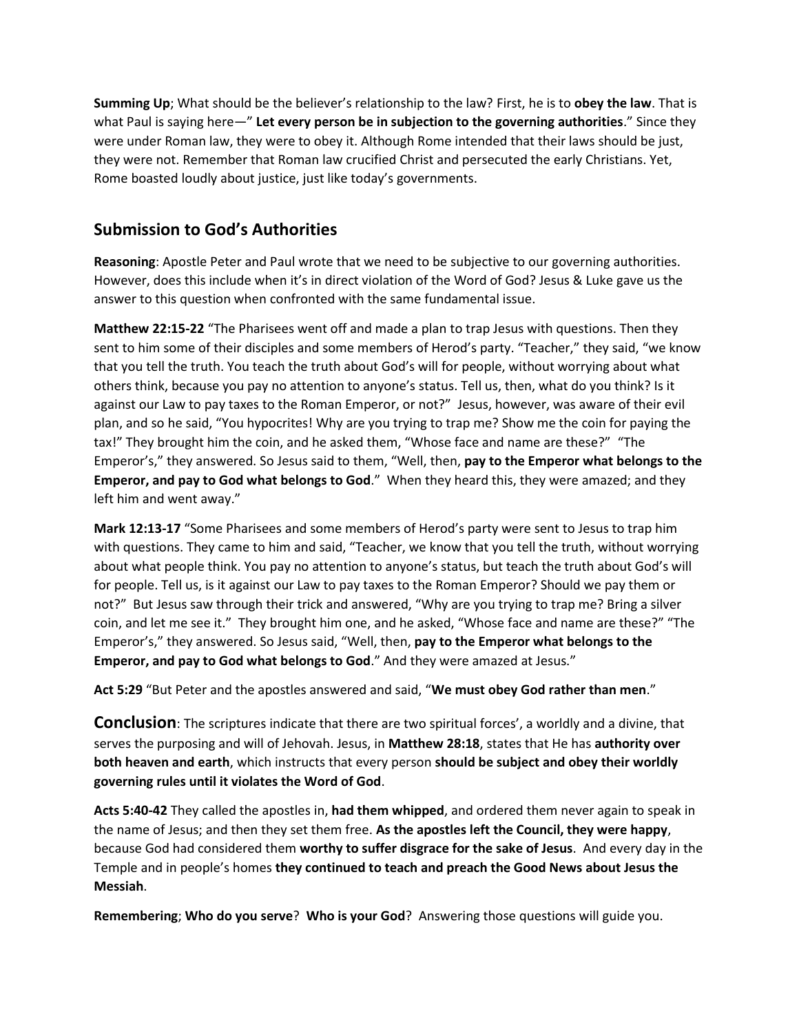**Summing Up**; What should be the believer's relationship to the law? First, he is to **obey the law**. That is what Paul is saying here—" **Let every person be in subjection to the governing authorities**." Since they were under Roman law, they were to obey it. Although Rome intended that their laws should be just, they were not. Remember that Roman law crucified Christ and persecuted the early Christians. Yet, Rome boasted loudly about justice, just like today's governments.

## Submission to God's Authorities

**Reasoning**: Apostle Peter and Paul wrote that we need to be subjective to our governing authorities. However, does this include when it's in direct violation of the Word of God? Jesus & Luke gave us the answer to this question when confronted with the same fundamental issue.

**Matthew 22:15-22** "The Pharisees went off and made a plan to trap Jesus with questions. Then they sent to him some of their disciples and some members of Herod's party. "Teacher," they said, "we know that you tell the truth. You teach the truth about God's will for people, without worrying about what others think, because you pay no attention to anyone's status. Tell us, then, what do you think? Is it against our Law to pay taxes to the Roman Emperor, or not?" Jesus, however, was aware of their evil plan, and so he said, "You hypocrites! Why are you trying to trap me? Show me the coin for paying the tax!" They brought him the coin, and he asked them, "Whose face and name are these?" "The Emperor's," they answered. So Jesus said to them, "Well, then, **pay to the Emperor what belongs to the Emperor, and pay to God what belongs to God**." When they heard this, they were amazed; and they left him and went away."

**Mark 12:13-17** "Some Pharisees and some members of Herod's party were sent to Jesus to trap him with questions. They came to him and said, "Teacher, we know that you tell the truth, without worrying about what people think. You pay no attention to anyone's status, but teach the truth about God's will for people. Tell us, is it against our Law to pay taxes to the Roman Emperor? Should we pay them or not?" But Jesus saw through their trick and answered, "Why are you trying to trap me? Bring a silver coin, and let me see it." They brought him one, and he asked, "Whose face and name are these?" "The Emperor's," they answered. So Jesus said, "Well, then, **pay to the Emperor what belongs to the Emperor, and pay to God what belongs to God**." And they were amazed at Jesus."

**Act 5:29** "But Peter and the apostles answered and said, "**We must obey God rather than men**."

**Conclusion**: The scriptures indicate that there are two spiritual forces', a worldly and a divine, that serves the purposing and will of Jehovah. Jesus, in **Matthew 28:18**, states that He has **authority over both heaven and earth**, which instructs that every person **should be subject and obey their worldly governing rules until it violates the Word of God**.

**Acts 5:40-42** They called the apostles in, **had them whipped**, and ordered them never again to speak in the name of Jesus; and then they set them free. **As the apostles left the Council, they were happy**, because God had considered them **worthy to suffer disgrace for the sake of Jesus**. And every day in the Temple and in people's homes **they continued to teach and preach the Good News about Jesus the Messiah**.

**Remembering**; **Who do you serve**? **Who is your God**? Answering those questions will guide you.